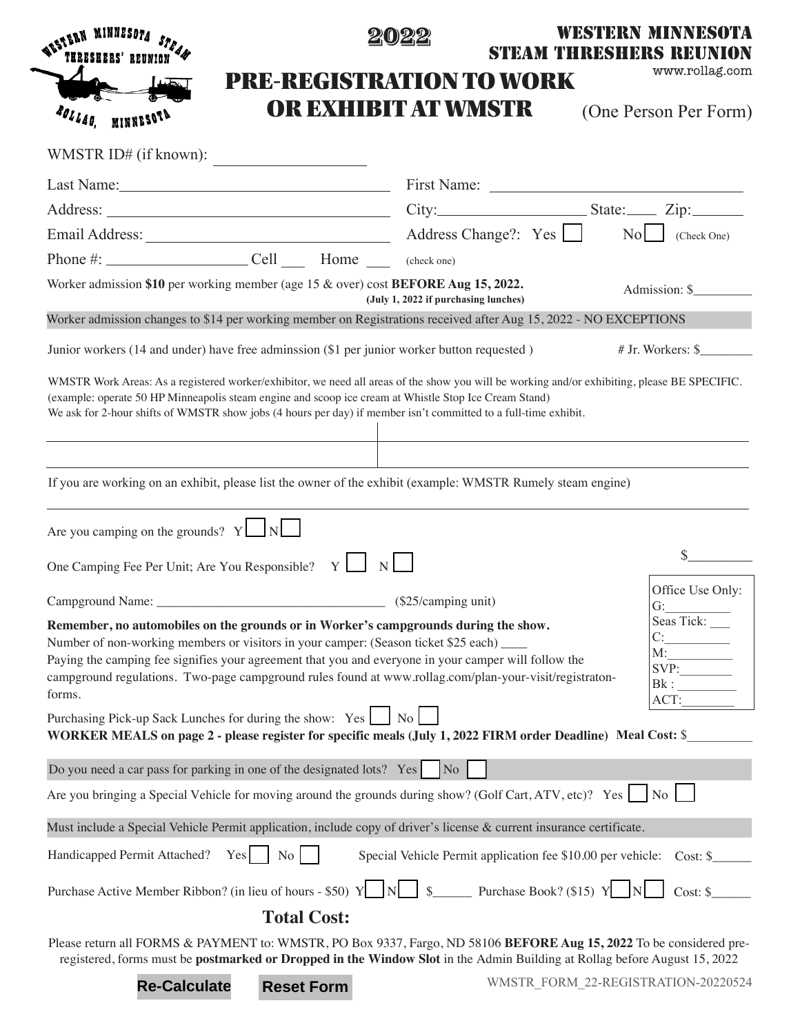WESTERN MINNESOTA STEAM THRESHERS' REUNION ROLLAG, MINNESOTA

# 2022

# PRE-REGISTRATION TO WORK OR EXHIBIT AT WMSTR

**WESTERN MINNESOTA STEAM THRESHERS REUNION**
www.rollag.com

(One Person Per Form)

WMSTR ID# (if known): ____________________

Last Name: ____________________ First Name: ____________________

Address: ____________________ City: ____________________ State: ____ Zip: ______

Email Address: ____________________ Address Change?: Yes ☐ No ☐ (Check One)

Phone #: ____________________ Cell ___ Home ___ (check one)

Worker admission **$10** per working member (age 15 & over) cost **BEFORE Aug 15, 2022.** **(July 1, 2022 if purchasing lunches)** Admission: $________

Worker admission changes to $14 per working member on Registrations received after Aug 15, 2022 - NO EXCEPTIONS

Junior workers (14 and under) have free adminssion ($1 per junior worker button requested ) # Jr. Workers: $________

WMSTR Work Areas: As a registered worker/exhibitor, we need all areas of the show you will be working and/or exhibiting, please BE SPECIFIC. (example: operate 50 HP Minneapolis steam engine and scoop ice cream at Whistle Stop Ice Cream Stand)
We ask for 2-hour shifts of WMSTR show jobs (4 hours per day) if member isn't committed to a full-time exhibit.

____________________ | ____________________

____________________ | ____________________

If you are working on an exhibit, please list the owner of the exhibit (example: WMSTR Rumely steam engine)

________________________________________

Are you camping on the grounds? Y ☐ N ☐

One Camping Fee Per Unit; Are You Responsible? Y ☐ N ☐ $________

Campground Name: ________________________________ ($25/camping unit)

**Remember, no automobiles on the grounds or in Worker's campgrounds during the show.**
Number of non-working members or visitors in your camper: (Season ticket $25 each) ____
Paying the camping fee signifies your agreement that you and everyone in your camper will follow the campground regulations. Two-page campground rules found at www.rollag.com/plan-your-visit/registraton-forms.

Office Use Only:
G:__________
Seas Tick: ___
C:__________
M:__________
SVP:________
Bk : ________
ACT:________

Purchasing Pick-up Sack Lunches for during the show: Yes ☐ No ☐
**WORKER MEALS on page 2 - please register for specific meals (July 1, 2022 FIRM order Deadline) Meal Cost:** $__________

Do you need a car pass for parking in one of the designated lots? Yes ☐ No ☐

Are you bringing a Special Vehicle for moving around the grounds during show? (Golf Cart, ATV, etc)? Yes ☐ No ☐

Must include a Special Vehicle Permit application, include copy of driver's license & current insurance certificate.

Handicapped Permit Attached? Yes ☐ No ☐ Special Vehicle Permit application fee $10.00 per vehicle: Cost: $______

Purchase Active Member Ribbon? (in lieu of hours - $50) Y ☐ N ☐ $______ Purchase Book? ($15) Y ☐ N ☐ Cost: $______

**Total Cost:**

Please return all FORMS & PAYMENT to: WMSTR, PO Box 9337, Fargo, ND 58106 **BEFORE Aug 15, 2022** To be considered pre-registered, forms must be **postmarked or Dropped in the Window Slot** in the Admin Building at Rollag before August 15, 2022

Re-Calculate Reset Form

WMSTR_FORM_22-REGISTRATION-20220524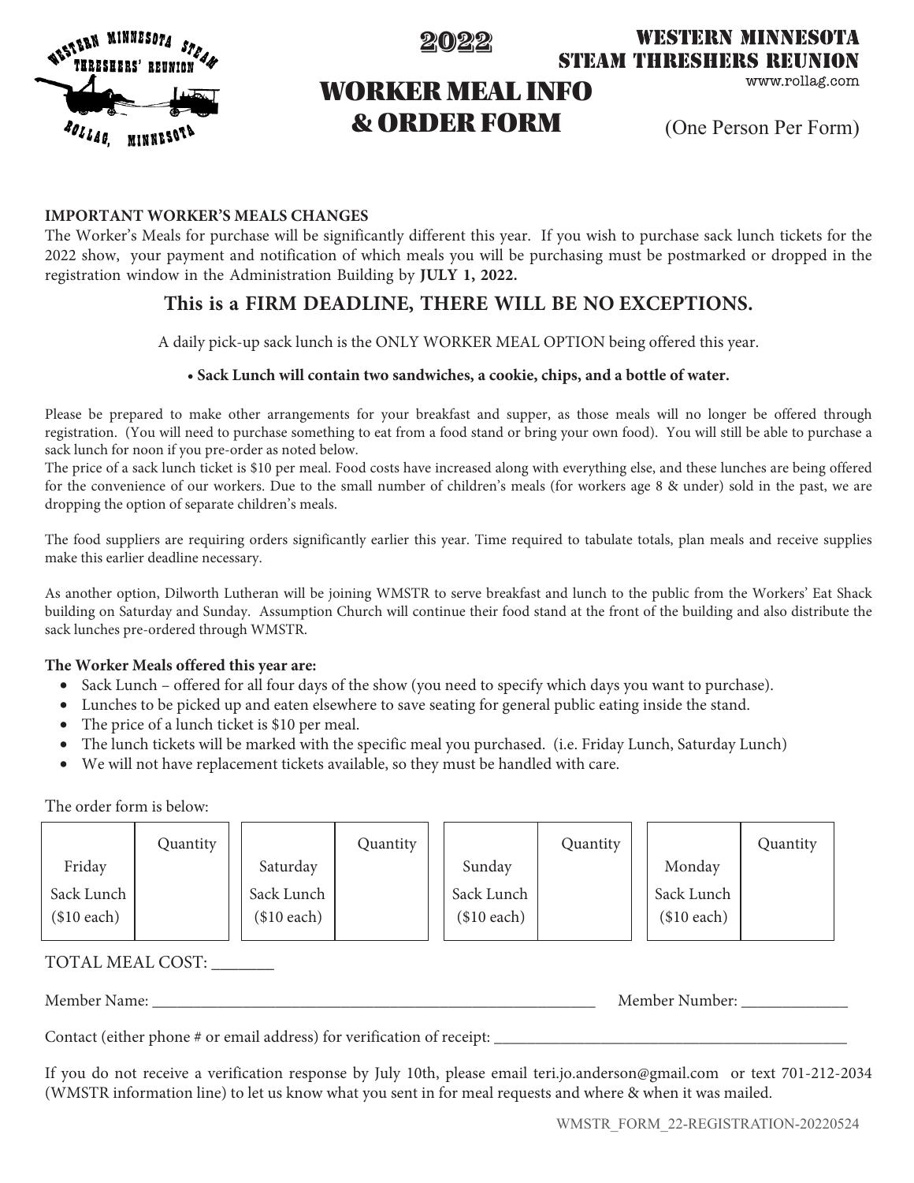# 2022

# WORKER MEAL INFO & ORDER FORM

**WESTERN MINNESOTA STEAM THRESHERS REUNION**
www.rollag.com

(One Person Per Form)

**IMPORTANT WORKER'S MEALS CHANGES**
The Worker's Meals for purchase will be significantly different this year. If you wish to purchase sack lunch tickets for the 2022 show, your payment and notification of which meals you will be purchasing must be postmarked or dropped in the registration window in the Administration Building by **JULY 1, 2022.**

## This is a FIRM DEADLINE, THERE WILL BE NO EXCEPTIONS.

A daily pick-up sack lunch is the ONLY WORKER MEAL OPTION being offered this year.

- **Sack Lunch will contain two sandwiches, a cookie, chips, and a bottle of water.**

Please be prepared to make other arrangements for your breakfast and supper, as those meals will no longer be offered through registration. (You will need to purchase something to eat from a food stand or bring your own food). You will still be able to purchase a sack lunch for noon if you pre-order as noted below.
The price of a sack lunch ticket is $10 per meal. Food costs have increased along with everything else, and these lunches are being offered for the convenience of our workers. Due to the small number of children's meals (for workers age 8 & under) sold in the past, we are dropping the option of separate children's meals.

The food suppliers are requiring orders significantly earlier this year. Time required to tabulate totals, plan meals and receive supplies make this earlier deadline necessary.

As another option, Dilworth Lutheran will be joining WMSTR to serve breakfast and lunch to the public from the Workers' Eat Shack building on Saturday and Sunday. Assumption Church will continue their food stand at the front of the building and also distribute the sack lunches pre-ordered through WMSTR.

**The Worker Meals offered this year are:**

- Sack Lunch – offered for all four days of the show (you need to specify which days you want to purchase).
- Lunches to be picked up and eaten elsewhere to save seating for general public eating inside the stand.
- The price of a lunch ticket is $10 per meal.
- The lunch tickets will be marked with the specific meal you purchased. (i.e. Friday Lunch, Saturday Lunch)
- We will not have replacement tickets available, so they must be handled with care.

The order form is below:

| | Quantity |
|---|---|
| Friday Sack Lunch ($10 each) | |
| Saturday Sack Lunch ($10 each) | |
| Sunday Sack Lunch ($10 each) | |
| Monday Sack Lunch ($10 each) | |

TOTAL MEAL COST: _______

Member Name: ________________________________________________ Member Number: ____________

Contact (either phone # or email address) for verification of receipt: ________________________________________

If you do not receive a verification response by July 10th, please email teri.jo.anderson@gmail.com or text 701-212-2034 (WMSTR information line) to let us know what you sent in for meal requests and where & when it was mailed.

WMSTR_FORM_22-REGISTRATION-20220524